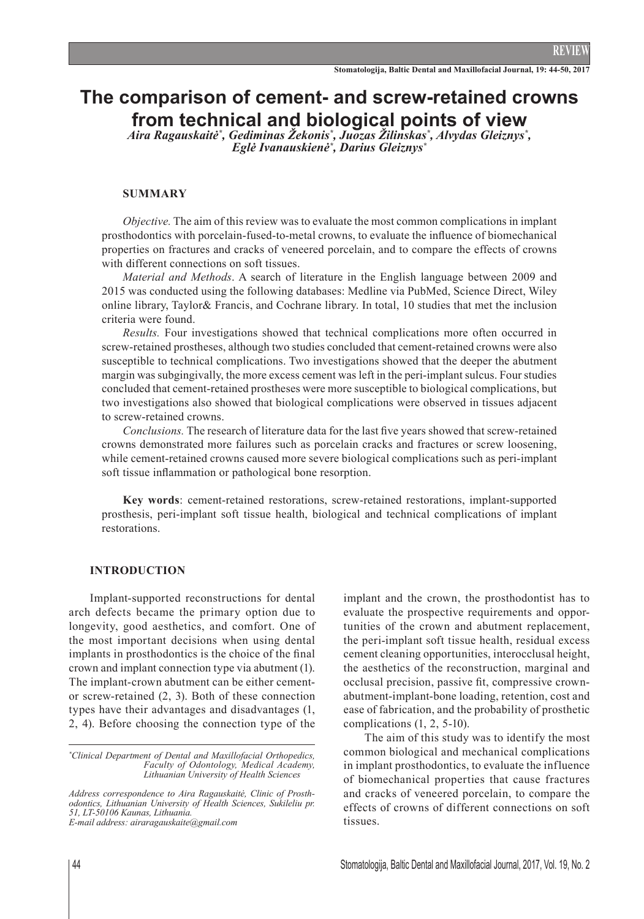# The comparison of cement- and screw-retained crowns from technical and biological points of view

*Aira Ragauskaitė*[*], *Gediminas Žekonis*[*], *Juozas Žilinskas*[*], *Alvydas Gleiznys*[*], *Eglė Ivanauskienė*[*], *Darius Gleiznys*[*]

## SUMMARY

*Objective.* The aim of this review was to evaluate the most common complications in implant prosthodontics with porcelain-fused-to-metal crowns, to evaluate the influence of biomechanical properties on fractures and cracks of veneered porcelain, and to compare the effects of crowns with different connections on soft tissues.

*Material and Methods*. A search of literature in the English language between 2009 and 2015 was conducted using the following databases: Medline via PubMed, Science Direct, Wiley online library, Taylor& Francis, and Cochrane library. In total, 10 studies that met the inclusion criteria were found.

*Results.* Four investigations showed that technical complications more often occurred in screw-retained prostheses, although two studies concluded that cement-retained crowns were also susceptible to technical complications. Two investigations showed that the deeper the abutment margin was subgingivally, the more excess cement was left in the peri-implant sulcus. Four studies concluded that cement-retained prostheses were more susceptible to biological complications, but two investigations also showed that biological complications were observed in tissues adjacent to screw-retained crowns.

*Conclusions.* The research of literature data for the last five years showed that screw-retained crowns demonstrated more failures such as porcelain cracks and fractures or screw loosening, while cement-retained crowns caused more severe biological complications such as peri-implant soft tissue inflammation or pathological bone resorption.

**Key words**: cement-retained restorations, screw-retained restorations, implant-supported prosthesis, peri-implant soft tissue health, biological and technical complications of implant restorations.

## INTRODUCTION

Implant-supported reconstructions for dental arch defects became the primary option due to longevity, good aesthetics, and comfort. One of the most important decisions when using dental implants in prosthodontics is the choice of the final crown and implant connection type via abutment (1). The implant-crown abutment can be either cement- or screw-retained (2, 3). Both of these connection types have their advantages and disadvantages (1, 2, 4). Before choosing the connection type of the implant and the crown, the prosthodontist has to evaluate the prospective requirements and opportunities of the crown and abutment replacement, the peri-implant soft tissue health, residual excess cement cleaning opportunities, interocclusal height, the aesthetics of the reconstruction, marginal and occlusal precision, passive fit, compressive crown-abutment-implant-bone loading, retention, cost and ease of fabrication, and the probability of prosthetic complications (1, 2, 5-10).

The aim of this study was to identify the most common biological and mechanical complications in implant prosthodontics, to evaluate the influence of biomechanical properties that cause fractures and cracks of veneered porcelain, to compare the effects of crowns of different connections on soft tissues.

---

[*]*Clinical Department of Dental and Maxillofacial Orthopedics, Faculty of Odontology, Medical Academy, Lithuanian University of Health Sciences*

*Address correspondence to Aira Ragauskaitė, Clinic of Prosthodontics, Lithuanian University of Health Sciences, Sukileliu pr. 51, LT-50106 Kaunas, Lithuania.*
*E-mail address: airaragauskaite@gmail.com*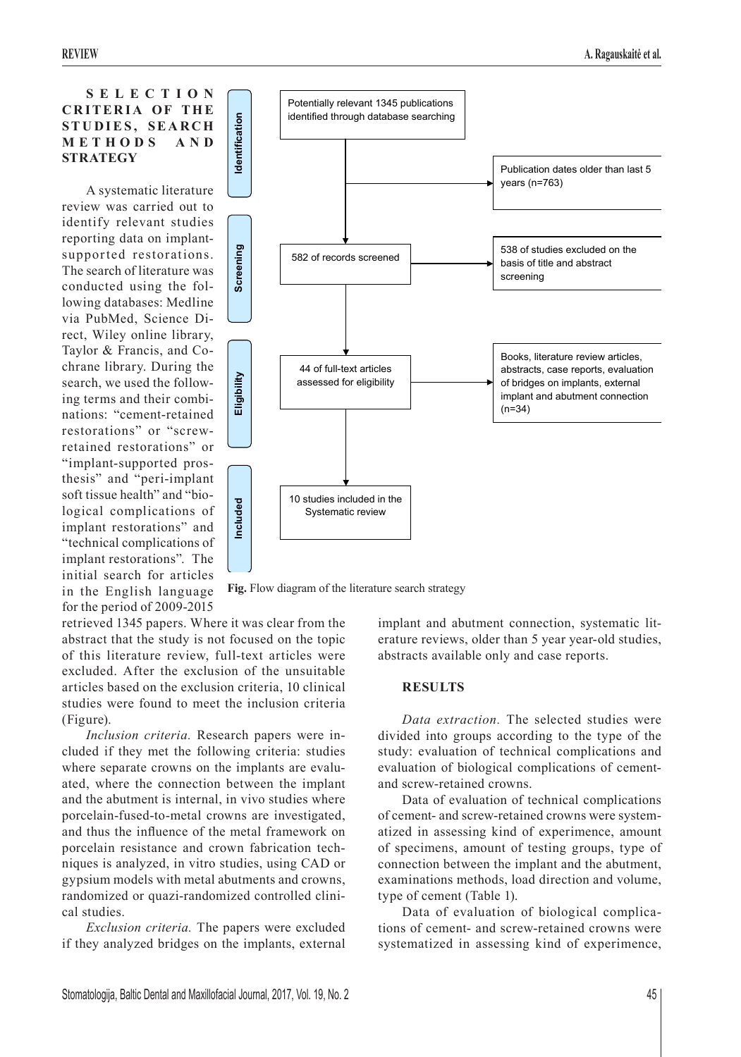## SELECTION CRITERIA OF THE STUDIES, SEARCH METHODS AND STRATEGY

A systematic literature review was carried out to identify relevant studies reporting data on implant-supported restorations. The search of literature was conducted using the following databases: Medline via PubMed, Science Direct, Wiley online library, Taylor & Francis, and Cochrane library. During the search, we used the following terms and their combinations: "cement-retained restorations" or "screw-retained restorations" or "implant-supported prosthesis" and "peri-implant soft tissue health" and "biological complications of implant restorations" and "technical complications of implant restorations". The initial search for articles in the English language for the period of 2009-2015 retrieved 1345 papers. Where it was clear from the abstract that the study is not focused on the topic of this literature review, full-text articles were excluded. After the exclusion of the unsuitable articles based on the exclusion criteria, 10 clinical studies were found to meet the inclusion criteria (Figure).

Identification: Potentially relevant 1345 publications identified through database searching → Publication dates older than last 5 years (n=763)

Screening: 582 of records screened → 538 of studies excluded on the basis of title and abstract screening

Eligibility: 44 of full-text articles assessed for eligibility → Books, literature review articles, abstracts, case reports, evaluation of bridges on implants, external implant and abutment connection (n=34)

Included: 10 studies included in the Systematic review

**Fig.** Flow diagram of the literature search strategy

*Inclusion criteria.* Research papers were included if they met the following criteria: studies where separate crowns on the implants are evaluated, where the connection between the implant and the abutment is internal, in vivo studies where porcelain-fused-to-metal crowns are investigated, and thus the influence of the metal framework on porcelain resistance and crown fabrication techniques is analyzed, in vitro studies, using CAD or gypsum models with metal abutments and crowns, randomized or quazi-randomized controlled clinical studies.

*Exclusion criteria.* The papers were excluded if they analyzed bridges on the implants, external implant and abutment connection, systematic literature reviews, older than 5 year year-old studies, abstracts available only and case reports.

## RESULTS

*Data extraction.* The selected studies were divided into groups according to the type of the study: evaluation of technical complications and evaluation of biological complications of cement- and screw-retained crowns.

Data of evaluation of technical complications of cement- and screw-retained crowns were systematized in assessing kind of experimence, amount of specimens, amount of testing groups, type of connection between the implant and the abutment, examinations methods, load direction and volume, type of cement (Table 1).

Data of evaluation of biological complications of cement- and screw-retained crowns were systematized in assessing kind of experimence,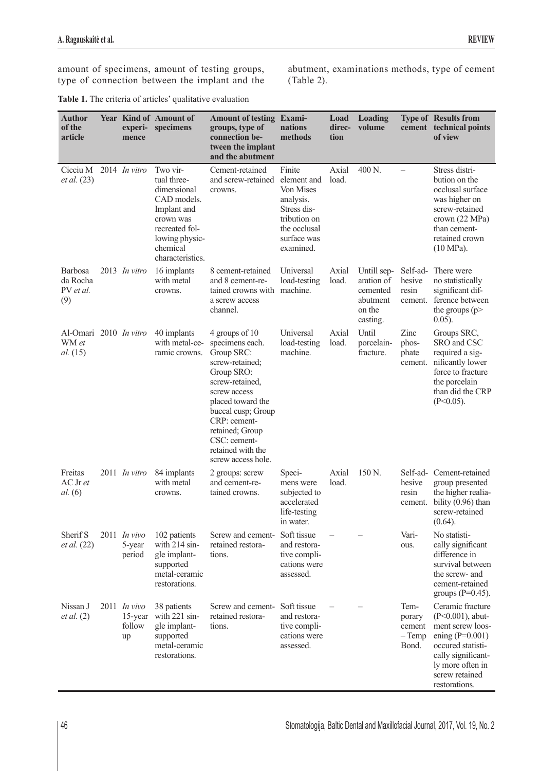amount of specimens, amount of testing groups, type of connection between the implant and the abutment, examinations methods, type of cement (Table 2).

**Table 1.** The criteria of articles' qualitative evaluation

| Author of the article | Year | Kind of experi-mence | Amount of specimens | Amount of testing groups, type of connection between the implant and the abutment | Exami-nations methods | Load direc-tion | Loading volume | Type of cement | Results from technical points of view |
|---|---|---|---|---|---|---|---|---|---|
| Cicciu M *et al.* (23) | 2014 | *In vitro* | Two virtual three-dimensional CAD models. Implant and crown was recreated following physic-chemical characteristics. | Cement-retained and screw-retained crowns. | Finite element and Von Mises analysis. Stress distribution on the occlusal surface was examined. | Axial load. | 400 N. | – | Stress distribution on the occlusal surface was higher on screw-retained crown (22 MPa) than cement-retained crown (10 MPa). |
| Barbosa da Rocha PV *et al.* (9) | 2013 | *In vitro* | 16 implants with metal crowns. | 8 cement-retained and 8 cement-retained crowns with a screw access channel. | Universal load-testing machine. | Axial load. | Untill separation of cemented abutment on the casting. | Self-adhesive resin cement. | There were no statistically significant difference between the groups (p> 0.05). |
| Al-Omari WM *et al.* (15) | 2010 | *In vitro* | 40 implants with metal-ceramic crowns. | 4 groups of 10 specimens each. Group SRC: screw-retained; Group SRO: screw-retained, screw access placed toward the buccal cusp; Group CRP: cement-retained; Group CSC: cement-retained with the screw access hole. | Universal load-testing machine. | Axial load. | Until porcelain-fracture. | Zinc phosphate cement. | Groups SRC, SRO and CSC required a significantly lower force to fracture the porcelain than did the CRP (P<0.05). |
| Freitas AC Jr *et al.* (6) | 2011 | *In vitro* | 84 implants with metal crowns. | 2 groups: screw and cement-retained crowns. | Specimens were subjected to accelerated life-testing in water. | Axial load. | 150 N. | Self-adhesive resin cement. | Cement-retained group presented the higher realiability (0.96) than screw-retained (0.64). |
| Sherif S *et al.* (22) | 2011 | *In vivo* 5-year period | 102 patients with 214 single implant-supported metal-ceramic restorations. | Screw and cement-retained restorations. | Soft tissue and restorative complications were assessed. | – | – | Various. | No statistically significant difference in survival between the screw- and cement-retained groups (P=0.45). |
| Nissan J *et al.* (2) | 2011 | *In vivo* 15-year follow up | 38 patients with 221 single implant-supported metal-ceramic restorations. | Screw and cement-retained restorations. | Soft tissue and restorative complications were assessed. | – | – | Temporary cement – Temp Bond. | Ceramic fracture (P<0.001), abutment screw loosening (P=0.001) occured statistically significantly more often in screw retained restorations. |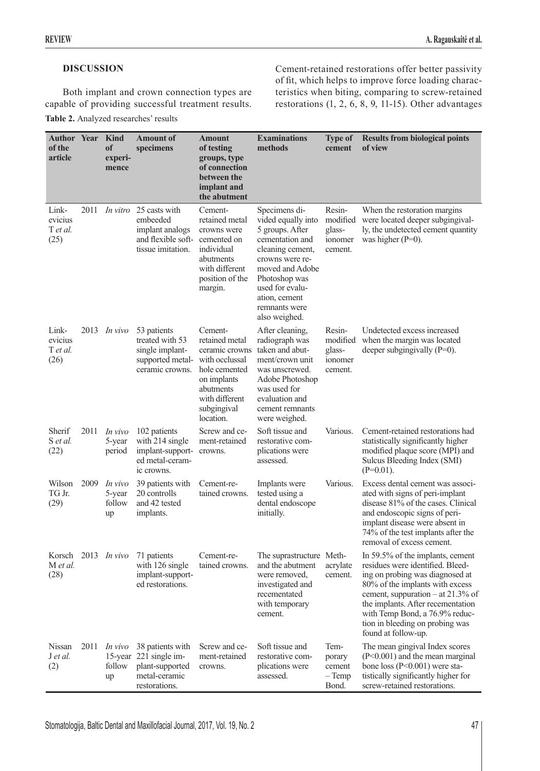## DISCUSSION

Both implant and crown connection types are capable of providing successful treatment results. Cement-retained restorations offer better passivity of fit, which helps to improve force loading characteristics when biting, comparing to screw-retained restorations (1, 2, 6, 8, 9, 11-15). Other advantages

**Table 2.** Analyzed researches' results

| Author of the article | Year | Kind of experimence | Amount of specimens | Amount of testing groups, type of connection between the implant and the abutment | Examinations methods | Type of cement | Results from biological points of view |
|---|---|---|---|---|---|---|---|
| Linkevicius T *et al.* (25) | 2011 | *In vitro* | 25 casts with embeeded implant analogs and flexible soft-tissue imitation. | Cement-retained metal crowns were cemented on individual abutments with different position of the margin. | Specimens divided equally into 5 groups. After cementation and cleaning cement, crowns were removed and Adobe Photoshop was used for evaluation, cement remnants were also weighed. | Resin-modified glass-ionomer cement. | When the restoration margins were located deeper subgingivally, the undetected cement quantity was higher (P=0). |
| Linkevicius T *et al.* (26) | 2013 | *In vivo* | 53 patients treated with 53 single implant-supported metal-ceramic crowns. | Cement-retained metal ceramic crowns with occlussal hole cemented on implants abutments with different subgingival location. | After cleaning, radiograph was taken and abutment/crown unit was unscrewed. Adobe Photoshop was used for evaluation and cement remnants were weighed. | Resin-modified glass-ionomer cement. | Undetected excess increased when the margin was located deeper subgingivally (P=0). |
| Sherif S *et al.* (22) | 2011 | *In vivo* 5-year period | 102 patients with 214 single implant-supported metal-ceramic crowns. | Screw and cement-retained crowns. | Soft tissue and restorative complications were assessed. | Various. | Cement-retained restorations had statistically significantly higher modified plaque score (MPI) and Sulcus Bleeding Index (SMI) (P=0.01). |
| Wilson TG Jr. (29) | 2009 | *In vivo* 5-year follow up | 39 patients with 20 controlls and 42 tested implants. | Cement-retained crowns. | Implants were tested using a dental endoscope initially. | Various. | Excess dental cement was associated with signs of peri-implant disease 81% of the cases. Clinical and endoscopic signs of peri-implant disease were absent in 74% of the test implants after the removal of excess cement. |
| Korsch M *et al.* (28) | 2013 | *In vivo* | 71 patients with 126 single implant-supported restorations. | Cement-retained crowns. | The suprastructure and the abutment were removed, investigated and recementated with temporary cement. | Methacrylate cement. | In 59.5% of the implants, cement residues were identified. Bleeding on probing was diagnosed at 80% of the implants with excess cement, suppuration – at 21.3% of the implants. After recementation with Temp Bond, a 76.9% reduction in bleeding on probing was found at follow-up. |
| Nissan J *et al.* (2) | 2011 | *In vivo* 15-year follow up | 38 patients with 221 single implant-supported metal-ceramic restorations. | Screw and cement-retained crowns. | Soft tissue and restorative complications were assessed. | Temporary cement – Temp Bond. | The mean gingival Index scores (P<0.001) and the mean marginal bone loss (P<0.001) were statistically significantly higher for screw-retained restorations. |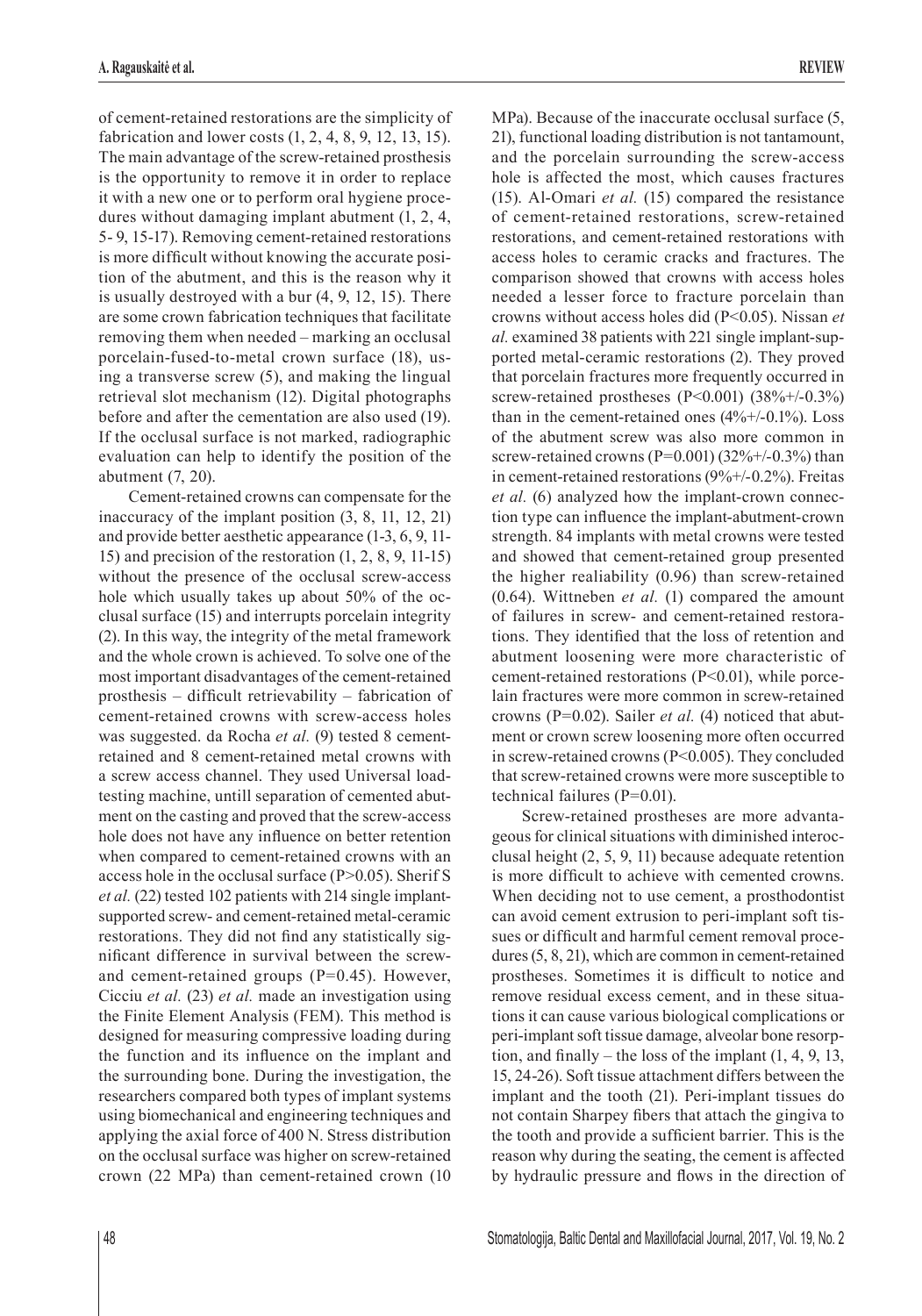of cement-retained restorations are the simplicity of fabrication and lower costs (1, 2, 4, 8, 9, 12, 13, 15). The main advantage of the screw-retained prosthesis is the opportunity to remove it in order to replace it with a new one or to perform oral hygiene procedures without damaging implant abutment (1, 2, 4, 5- 9, 15-17). Removing cement-retained restorations is more difficult without knowing the accurate position of the abutment, and this is the reason why it is usually destroyed with a bur (4, 9, 12, 15). There are some crown fabrication techniques that facilitate removing them when needed – marking an occlusal porcelain-fused-to-metal crown surface (18), using a transverse screw (5), and making the lingual retrieval slot mechanism (12). Digital photographs before and after the cementation are also used (19). If the occlusal surface is not marked, radiographic evaluation can help to identify the position of the abutment (7, 20).

Cement-retained crowns can compensate for the inaccuracy of the implant position (3, 8, 11, 12, 21) and provide better aesthetic appearance (1-3, 6, 9, 11-15) and precision of the restoration (1, 2, 8, 9, 11-15) without the presence of the occlusal screw-access hole which usually takes up about 50% of the occlusal surface (15) and interrupts porcelain integrity (2). In this way, the integrity of the metal framework and the whole crown is achieved. To solve one of the most important disadvantages of the cement-retained prosthesis – difficult retrievability – fabrication of cement-retained crowns with screw-access holes was suggested. da Rocha *et al.* (9) tested 8 cement-retained and 8 cement-retained metal crowns with a screw access channel. They used Universal load-testing machine, untill separation of cemented abutment on the casting and proved that the screw-access hole does not have any influence on better retention when compared to cement-retained crowns with an access hole in the occlusal surface (P>0.05). Sherif S *et al.* (22) tested 102 patients with 214 single implant-supported screw- and cement-retained metal-ceramic restorations. They did not find any statistically significant difference in survival between the screw- and cement-retained groups (P=0.45). However, Cicciu *et al.* (23) *et al.* made an investigation using the Finite Element Analysis (FEM). This method is designed for measuring compressive loading during the function and its influence on the implant and the surrounding bone. During the investigation, the researchers compared both types of implant systems using biomechanical and engineering techniques and applying the axial force of 400 N. Stress distribution on the occlusal surface was higher on screw-retained crown (22 MPa) than cement-retained crown (10 MPa). Because of the inaccurate occlusal surface (5, 21), functional loading distribution is not tantamount, and the porcelain surrounding the screw-access hole is affected the most, which causes fractures (15). Al-Omari *et al.* (15) compared the resistance of cement-retained restorations, screw-retained restorations, and cement-retained restorations with access holes to ceramic cracks and fractures. The comparison showed that crowns with access holes needed a lesser force to fracture porcelain than crowns without access holes did (P<0.05). Nissan *et al.* examined 38 patients with 221 single implant-supported metal-ceramic restorations (2). They proved that porcelain fractures more frequently occurred in screw-retained prostheses (P<0.001) (38%+/-0.3%) than in the cement-retained ones (4%+/-0.1%). Loss of the abutment screw was also more common in screw-retained crowns (P=0.001) (32%+/-0.3%) than in cement-retained restorations (9%+/-0.2%). Freitas *et al.* (6) analyzed how the implant-crown connection type can influence the implant-abutment-crown strength. 84 implants with metal crowns were tested and showed that cement-retained group presented the higher realiability (0.96) than screw-retained (0.64). Wittneben *et al.* (1) compared the amount of failures in screw- and cement-retained restorations. They identified that the loss of retention and abutment loosening were more characteristic of cement-retained restorations (P<0.01), while porcelain fractures were more common in screw-retained crowns (P=0.02). Sailer *et al.* (4) noticed that abutment or crown screw loosening more often occurred in screw-retained crowns (P<0.005). They concluded that screw-retained crowns were more susceptible to technical failures (P=0.01).

Screw-retained prostheses are more advantageous for clinical situations with diminished interocclusal height (2, 5, 9, 11) because adequate retention is more difficult to achieve with cemented crowns. When deciding not to use cement, a prosthodontist can avoid cement extrusion to peri-implant soft tissues or difficult and harmful cement removal procedures (5, 8, 21), which are common in cement-retained prostheses. Sometimes it is difficult to notice and remove residual excess cement, and in these situations it can cause various biological complications or peri-implant soft tissue damage, alveolar bone resorption, and finally – the loss of the implant (1, 4, 9, 13, 15, 24-26). Soft tissue attachment differs between the implant and the tooth (21). Peri-implant tissues do not contain Sharpey fibers that attach the gingiva to the tooth and provide a sufficient barrier. This is the reason why during the seating, the cement is affected by hydraulic pressure and flows in the direction of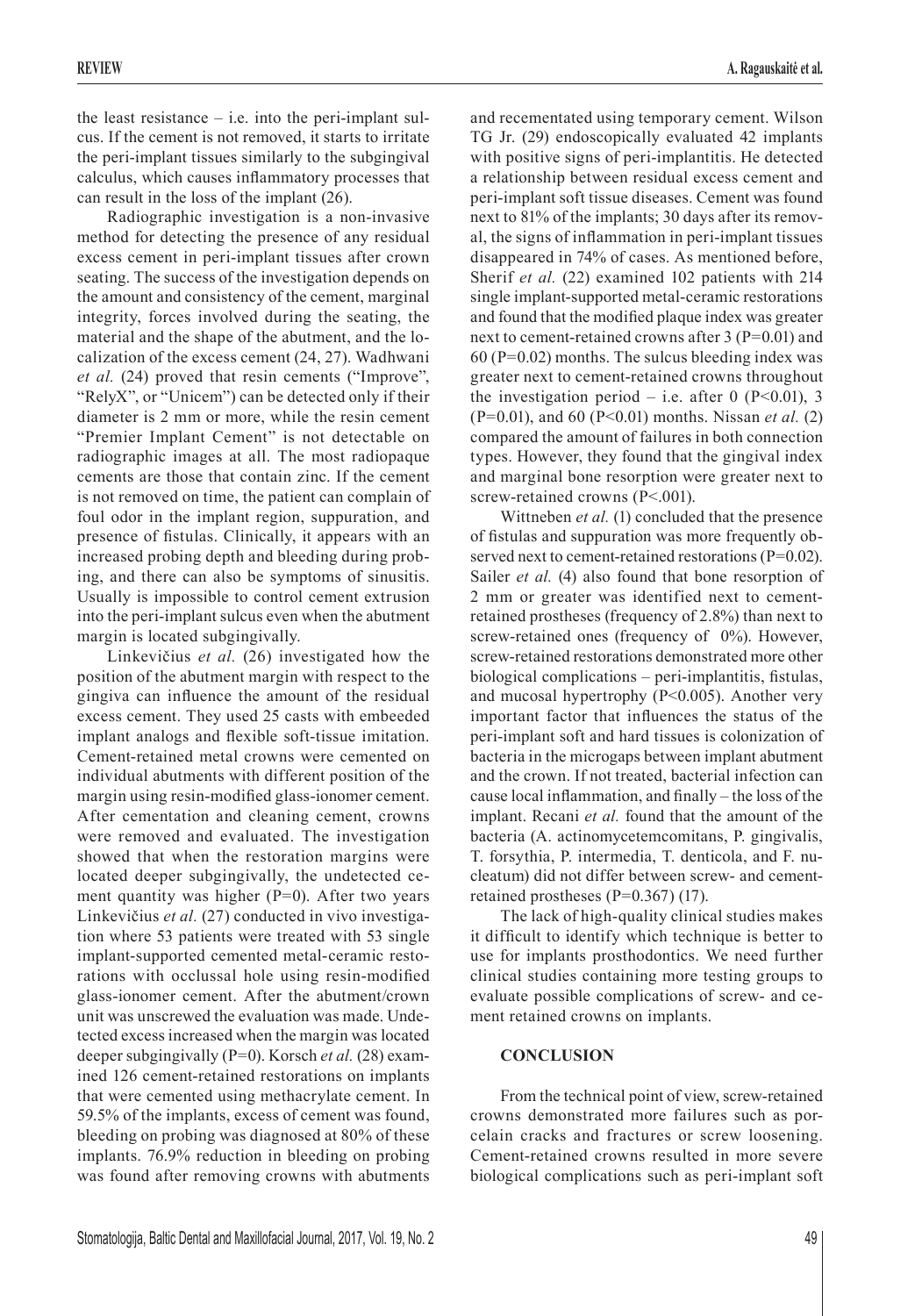the least resistance – i.e. into the peri-implant sulcus. If the cement is not removed, it starts to irritate the peri-implant tissues similarly to the subgingival calculus, which causes inflammatory processes that can result in the loss of the implant (26).

Radiographic investigation is a non-invasive method for detecting the presence of any residual excess cement in peri-implant tissues after crown seating. The success of the investigation depends on the amount and consistency of the cement, marginal integrity, forces involved during the seating, the material and the shape of the abutment, and the localization of the excess cement (24, 27). Wadhwani *et al.* (24) proved that resin cements ("Improve", "RelyX", or "Unicem") can be detected only if their diameter is 2 mm or more, while the resin cement "Premier Implant Cement" is not detectable on radiographic images at all. The most radiopaque cements are those that contain zinc. If the cement is not removed on time, the patient can complain of foul odor in the implant region, suppuration, and presence of fistulas. Clinically, it appears with an increased probing depth and bleeding during probing, and there can also be symptoms of sinusitis. Usually is impossible to control cement extrusion into the peri-implant sulcus even when the abutment margin is located subgingivally.

Linkevičius *et al.* (26) investigated how the position of the abutment margin with respect to the gingiva can influence the amount of the residual excess cement. They used 25 casts with embeeded implant analogs and flexible soft-tissue imitation. Cement-retained metal crowns were cemented on individual abutments with different position of the margin using resin-modified glass-ionomer cement. After cementation and cleaning cement, crowns were removed and evaluated. The investigation showed that when the restoration margins were located deeper subgingivally, the undetected cement quantity was higher (P=0). After two years Linkevičius *et al.* (27) conducted in vivo investigation where 53 patients were treated with 53 single implant-supported cemented metal-ceramic restorations with occlussal hole using resin-modified glass-ionomer cement. After the abutment/crown unit was unscrewed the evaluation was made. Undetected excess increased when the margin was located deeper subgingivally (P=0). Korsch *et al.* (28) examined 126 cement-retained restorations on implants that were cemented using methacrylate cement. In 59.5% of the implants, excess of cement was found, bleeding on probing was diagnosed at 80% of these implants. 76.9% reduction in bleeding on probing was found after removing crowns with abutments and recementated using temporary cement. Wilson TG Jr. (29) endoscopically evaluated 42 implants with positive signs of peri-implantitis. He detected a relationship between residual excess cement and peri-implant soft tissue diseases. Cement was found next to 81% of the implants; 30 days after its removal, the signs of inflammation in peri-implant tissues disappeared in 74% of cases. As mentioned before, Sherif *et al.* (22) examined 102 patients with 214 single implant-supported metal-ceramic restorations and found that the modified plaque index was greater next to cement-retained crowns after 3 (P=0.01) and 60 (P=0.02) months. The sulcus bleeding index was greater next to cement-retained crowns throughout the investigation period – i.e. after 0 (P<0.01), 3 (P=0.01), and 60 (P<0.01) months. Nissan *et al.* (2) compared the amount of failures in both connection types. However, they found that the gingival index and marginal bone resorption were greater next to screw-retained crowns (P<.001).

Wittneben *et al.* (1) concluded that the presence of fistulas and suppuration was more frequently observed next to cement-retained restorations (P=0.02). Sailer *et al.* (4) also found that bone resorption of 2 mm or greater was identified next to cement-retained prostheses (frequency of 2.8%) than next to screw-retained ones (frequency of 0%). However, screw-retained restorations demonstrated more other biological complications – peri-implantitis, fistulas, and mucosal hypertrophy (P<0.005). Another very important factor that influences the status of the peri-implant soft and hard tissues is colonization of bacteria in the microgaps between implant abutment and the crown. If not treated, bacterial infection can cause local inflammation, and finally – the loss of the implant. Recani *et al.* found that the amount of the bacteria (A. actinomycetemcomitans, P. gingivalis, T. forsythia, P. intermedia, T. denticola, and F. nucleatum) did not differ between screw- and cement-retained prostheses (P=0.367) (17).

The lack of high-quality clinical studies makes it difficult to identify which technique is better to use for implants prosthodontics. We need further clinical studies containing more testing groups to evaluate possible complications of screw- and cement retained crowns on implants.

## CONCLUSION

From the technical point of view, screw-retained crowns demonstrated more failures such as porcelain cracks and fractures or screw loosening. Cement-retained crowns resulted in more severe biological complications such as peri-implant soft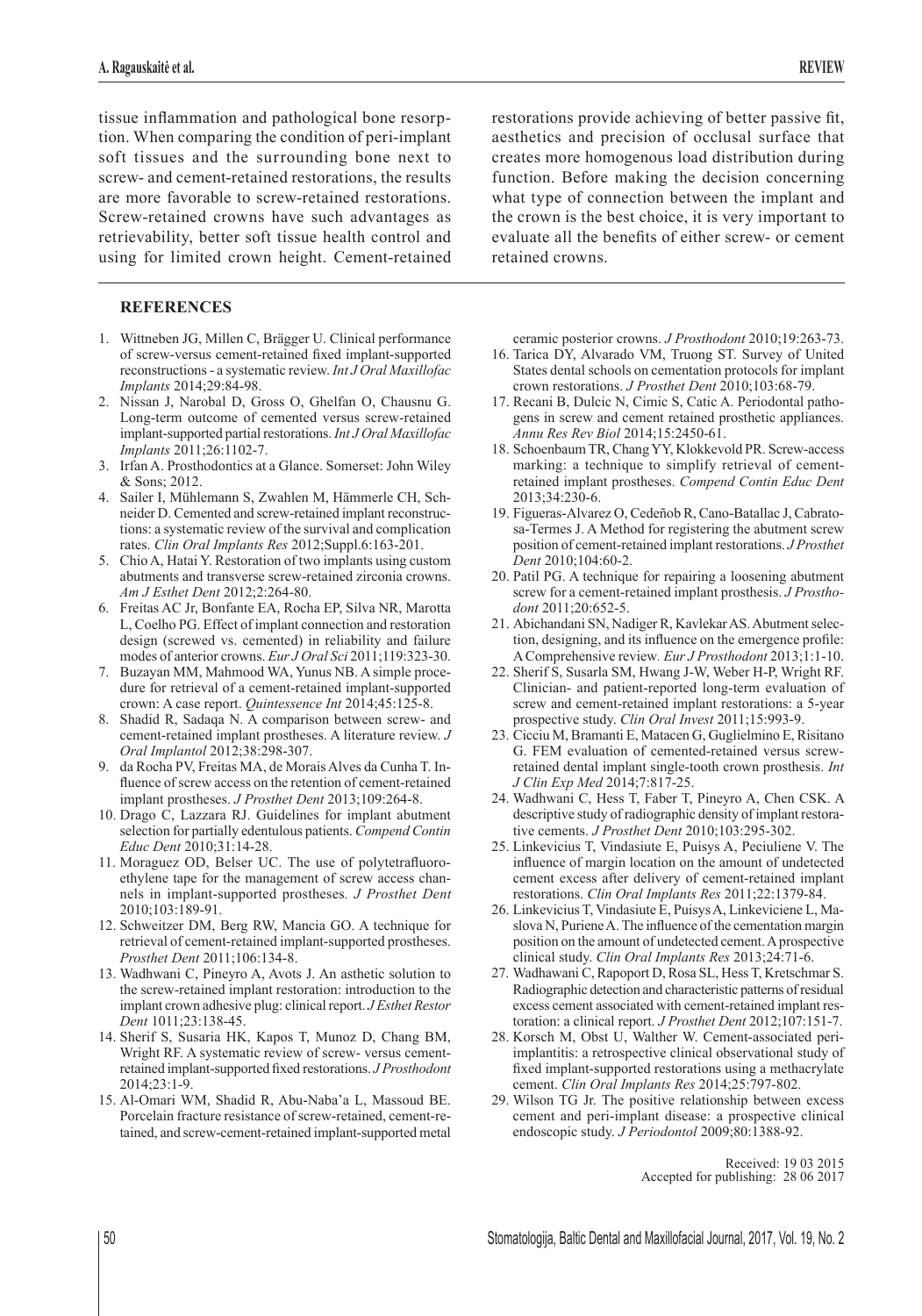tissue inflammation and pathological bone resorption. When comparing the condition of peri-implant soft tissues and the surrounding bone next to screw- and cement-retained restorations, the results are more favorable to screw-retained restorations. Screw-retained crowns have such advantages as retrievability, better soft tissue health control and using for limited crown height. Cement-retained restorations provide achieving of better passive fit, aesthetics and precision of occlusal surface that creates more homogenous load distribution during function. Before making the decision concerning what type of connection between the implant and the crown is the best choice, it is very important to evaluate all the benefits of either screw- or cement retained crowns.

## REFERENCES

1. Wittneben JG, Millen C, Brägger U. Clinical performance of screw-versus cement-retained fixed implant-supported reconstructions - a systematic review. *Int J Oral Maxillofac Implants* 2014;29:84-98.
2. Nissan J, Narobal D, Gross O, Ghelfan O, Chausnu G. Long-term outcome of cemented versus screw-retained implant-supported partial restorations. *Int J Oral Maxillofac Implants* 2011;26:1102-7.
3. Irfan A. Prosthodontics at a Glance. Somerset: John Wiley & Sons; 2012.
4. Sailer I, Mühlemann S, Zwahlen M, Hämmerle CH, Schneider D. Cemented and screw-retained implant reconstructions: a systematic review of the survival and complication rates. *Clin Oral Implants Res* 2012;Suppl.6:163-201.
5. Chio A, Hatai Y. Restoration of two implants using custom abutments and transverse screw-retained zirconia crowns. *Am J Esthet Dent* 2012;2:264-80.
6. Freitas AC Jr, Bonfante EA, Rocha EP, Silva NR, Marotta L, Coelho PG. Effect of implant connection and restoration design (screwed vs. cemented) in reliability and failure modes of anterior crowns. *Eur J Oral Sci* 2011;119:323-30.
7. Buzayan MM, Mahmood WA, Yunus NB. A simple procedure for retrieval of a cement-retained implant-supported crown: A case report. *Quintessence Int* 2014;45:125-8.
8. Shadid R, Sadaqa N. A comparison between screw- and cement-retained implant prostheses. A literature review. *J Oral Implantol* 2012;38:298-307.
9. da Rocha PV, Freitas MA, de Morais Alves da Cunha T. Influence of screw access on the retention of cement-retained implant prostheses. *J Prosthet Dent* 2013;109:264-8.
10. Drago C, Lazzara RJ. Guidelines for implant abutment selection for partially edentulous patients. *Compend Contin Educ Dent* 2010;31:14-28.
11. Moraguez OD, Belser UC. The use of polytetrafluoroethylene tape for the management of screw access channels in implant-supported prostheses. *J Prosthet Dent* 2010;103:189-91.
12. Schweitzer DM, Berg RW, Mancia GO. A technique for retrieval of cement-retained implant-supported prostheses. *Prosthet Dent* 2011;106:134-8.
13. Wadhwani C, Pineyro A, Avots J. An asthetic solution to the screw-retained implant restoration: introduction to the implant crown adhesive plug: clinical report. *J Esthet Restor Dent* 1011;23:138-45.
14. Sherif S, Susaria HK, Kapos T, Munoz D, Chang BM, Wright RF. A systematic review of screw- versus cement-retained implant-supported fixed restorations. *J Prosthodont* 2014;23:1-9.
15. Al-Omari WM, Shadid R, Abu-Naba'a L, Massoud BE. Porcelain fracture resistance of screw-retained, cement-retained, and screw-cement-retained implant-supported metal ceramic posterior crowns. *J Prosthodont* 2010;19:263-73.
16. Tarica DY, Alvarado VM, Truong ST. Survey of United States dental schools on cementation protocols for implant crown restorations. *J Prosthet Dent* 2010;103:68-79.
17. Recani B, Dulcic N, Cimic S, Catic A. Periodontal pathogens in screw and cement retained prosthetic appliances. *Annu Res Rev Biol* 2014;15:2450-61.
18. Schoenbaum TR, Chang YY, Klokkevold PR. Screw-access marking: a technique to simplify retrieval of cement-retained implant prostheses. *Compend Contin Educ Dent* 2013;34:230-6.
19. Figueras-Alvarez O, Cedeñob R, Cano-Batallac J, Cabratosa-Termes J. A Method for registering the abutment screw position of cement-retained implant restorations. *J Prosthet Dent* 2010;104:60-2.
20. Patil PG. A technique for repairing a loosening abutment screw for a cement-retained implant prosthesis. *J Prosthodont* 2011;20:652-5.
21. Abichandani SN, Nadiger R, Kavlekar AS. Abutment selection, designing, and its influence on the emergence profile: A Comprehensive review. *Eur J Prosthodont* 2013;1:1-10.
22. Sherif S, Susarla SM, Hwang J-W, Weber H-P, Wright RF. Clinician- and patient-reported long-term evaluation of screw and cement-retained implant restorations: a 5-year prospective study. *Clin Oral Invest* 2011;15:993-9.
23. Cicciu M, Bramanti E, Matacen G, Guglielmino E, Risitano G. FEM evaluation of cemented-retained versus screw-retained dental implant single-tooth crown prosthesis. *Int J Clin Exp Med* 2014;7:817-25.
24. Wadhwani C, Hess T, Faber T, Pineyro A, Chen CSK. A descriptive study of radiographic density of implant restorative cements. *J Prosthet Dent* 2010;103:295-302.
25. Linkevicius T, Vindasiute E, Puisys A, Peciuliene V. The influence of margin location on the amount of undetected cement excess after delivery of cement-retained implant restorations. *Clin Oral Implants Res* 2011;22:1379-84.
26. Linkevicius T, Vindasiute E, Puisys A, Linkeviciene L, Maslova N, Puriene A. The influence of the cementation margin position on the amount of undetected cement. A prospective clinical study. *Clin Oral Implants Res* 2013;24:71-6.
27. Wadhawani C, Rapoport D, Rosa SL, Hess T, Kretschmar S. Radiographic detection and characteristic patterns of residual excess cement associated with cement-retained implant restoration: a clinical report. *J Prosthet Dent* 2012;107:151-7.
28. Korsch M, Obst U, Walther W. Cement-associated peri-implantitis: a retrospective clinical observational study of fixed implant-supported restorations using a methacrylate cement. *Clin Oral Implants Res* 2014;25:797-802.
29. Wilson TG Jr. The positive relationship between excess cement and peri-implant disease: a prospective clinical endoscopic study. *J Periodontol* 2009;80:1388-92.

Received: 19 03 2015
Accepted for publishing: 28 06 2017